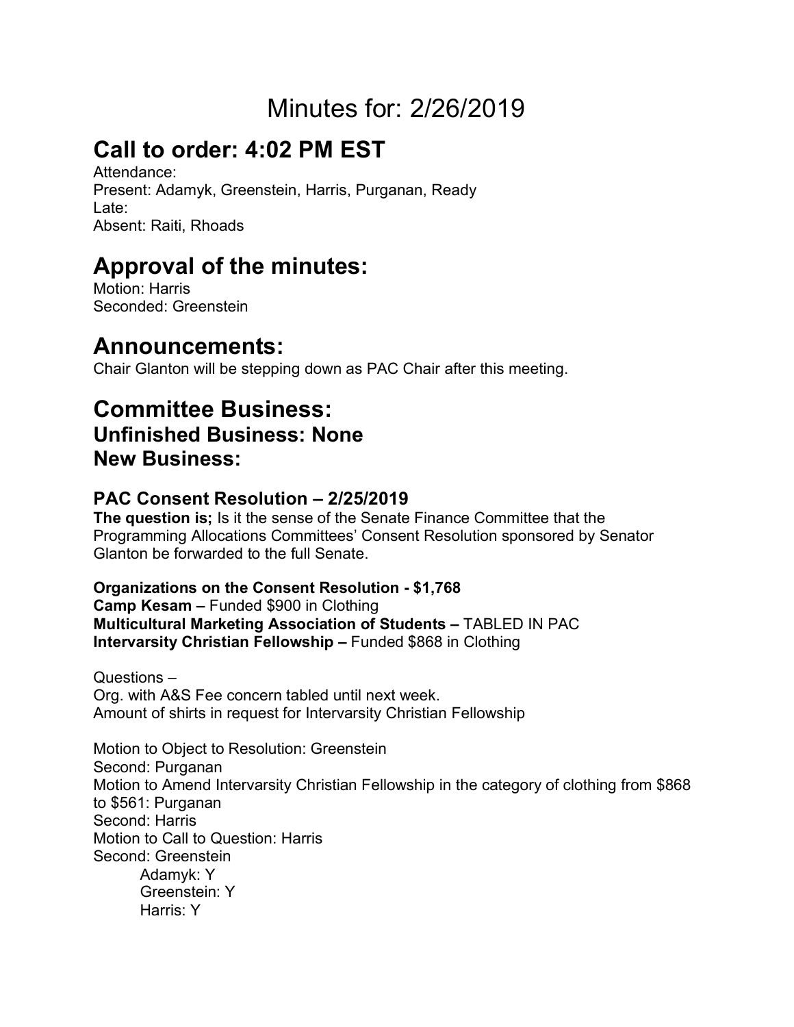# Minutes for: 2/26/2019

## Call to order: 4:02 PM EST

Attendance:
Present: Adamyk, Greenstein, Harris, Purganan, Ready
Late:
Absent: Raiti, Rhoads

## Approval of the minutes:

Motion: Harris
Seconded: Greenstein

## Announcements:

Chair Glanton will be stepping down as PAC Chair after this meeting.

## Committee Business:

### Unfinished Business: None

### New Business:

#### PAC Consent Resolution – 2/25/2019

**The question is;** Is it the sense of the Senate Finance Committee that the Programming Allocations Committees' Consent Resolution sponsored by Senator Glanton be forwarded to the full Senate.

**Organizations on the Consent Resolution - $1,768**
**Camp Kesam –** Funded $900 in Clothing
**Multicultural Marketing Association of Students –** TABLED IN PAC
**Intervarsity Christian Fellowship –** Funded $868 in Clothing

Questions –
Org. with A&S Fee concern tabled until next week.
Amount of shirts in request for Intervarsity Christian Fellowship

Motion to Object to Resolution: Greenstein
Second: Purganan
Motion to Amend Intervarsity Christian Fellowship in the category of clothing from $868 to $561: Purganan
Second: Harris
Motion to Call to Question: Harris
Second: Greenstein

- Adamyk: Y
- Greenstein: Y
- Harris: Y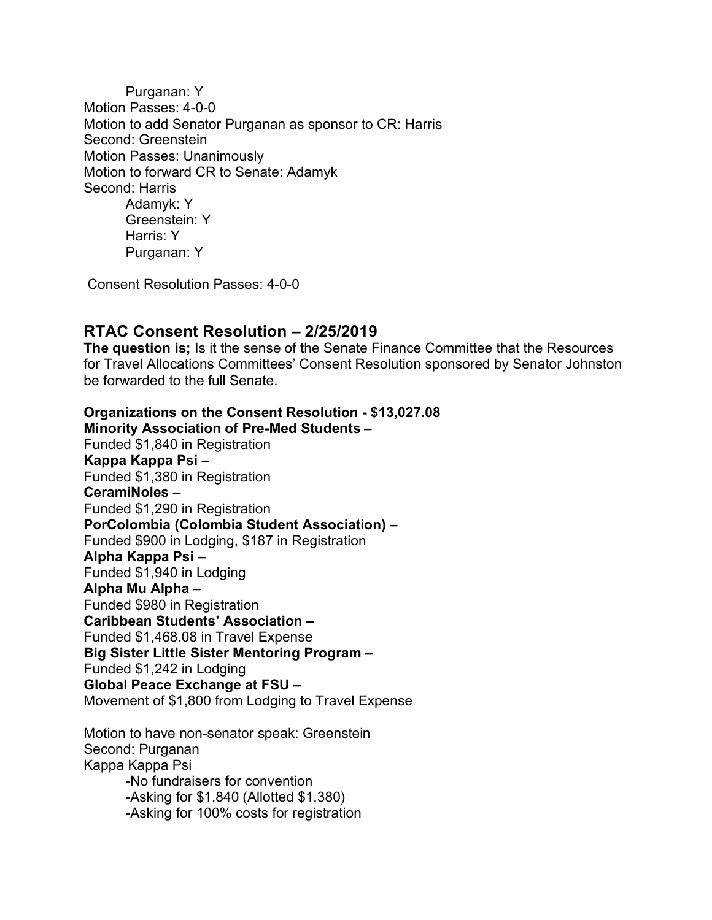Purganan: Y

Motion Passes: 4-0-0

Motion to add Senator Purganan as sponsor to CR: Harris

Second: Greenstein

Motion Passes: Unanimously

Motion to forward CR to Senate: Adamyk

Second: Harris

- Adamyk: Y
- Greenstein: Y
- Harris: Y
- Purganan: Y

Consent Resolution Passes: 4-0-0

## RTAC Consent Resolution – 2/25/2019

**The question is;** Is it the sense of the Senate Finance Committee that the Resources for Travel Allocations Committees' Consent Resolution sponsored by Senator Johnston be forwarded to the full Senate.

**Organizations on the Consent Resolution - $13,027.08**

**Minority Association of Pre-Med Students –**
Funded $1,840 in Registration

**Kappa Kappa Psi –**
Funded $1,380 in Registration

**CeramiNoles –**
Funded $1,290 in Registration

**PorColombia (Colombia Student Association) –**
Funded $900 in Lodging, $187 in Registration

**Alpha Kappa Psi –**
Funded $1,940 in Lodging

**Alpha Mu Alpha –**
Funded $980 in Registration

**Caribbean Students' Association –**
Funded $1,468.08 in Travel Expense

**Big Sister Little Sister Mentoring Program –**
Funded $1,242 in Lodging

**Global Peace Exchange at FSU –**
Movement of $1,800 from Lodging to Travel Expense

Motion to have non-senator speak: Greenstein

Second: Purganan

Kappa Kappa Psi

- -No fundraisers for convention
- -Asking for $1,840 (Allotted $1,380)
- -Asking for 100% costs for registration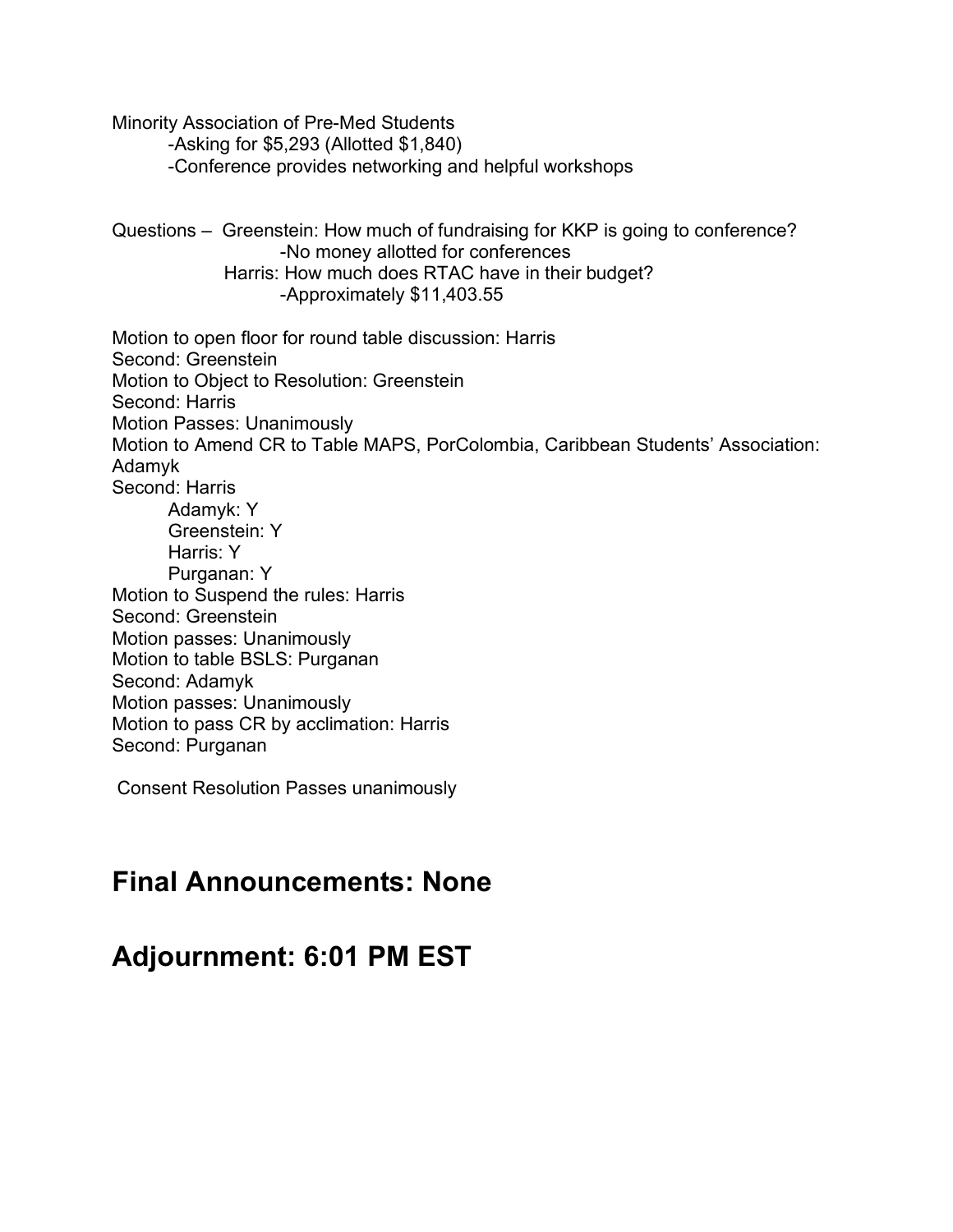Minority Association of Pre-Med Students

- Asking for $5,293 (Allotted $1,840)
- Conference provides networking and helpful workshops

Questions – Greenstein: How much of fundraising for KKP is going to conference?

- No money allotted for conferences

Harris: How much does RTAC have in their budget?

- Approximately $11,403.55

Motion to open floor for round table discussion: Harris
Second: Greenstein
Motion to Object to Resolution: Greenstein
Second: Harris
Motion Passes: Unanimously
Motion to Amend CR to Table MAPS, PorColombia, Caribbean Students' Association: Adamyk
Second: Harris

- Adamyk: Y
- Greenstein: Y
- Harris: Y
- Purganan: Y

Motion to Suspend the rules: Harris
Second: Greenstein
Motion passes: Unanimously
Motion to table BSLS: Purganan
Second: Adamyk
Motion passes: Unanimously
Motion to pass CR by acclimation: Harris
Second: Purganan

Consent Resolution Passes unanimously

## Final Announcements: None

## Adjournment: 6:01 PM EST